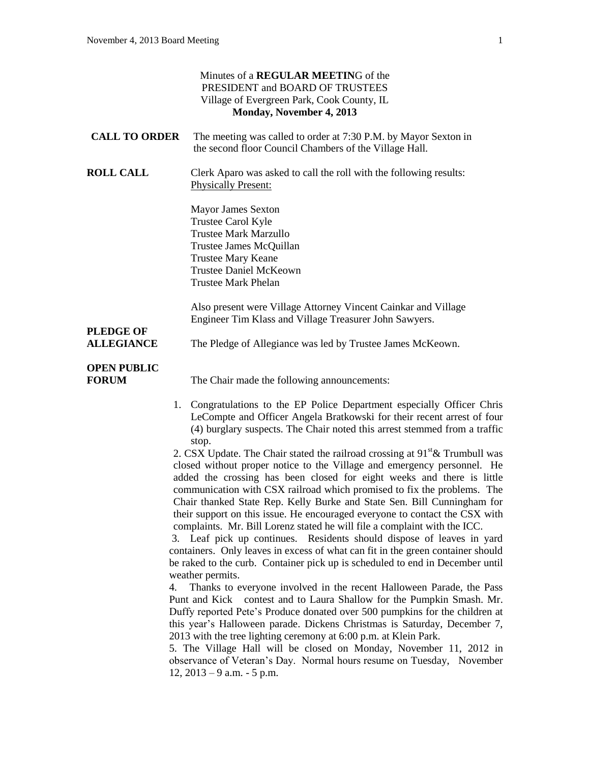Minutes of a **REGULAR MEETIN**G of the
PRESIDENT and BOARD OF TRUSTEES
Village of Evergreen Park, Cook County, IL
**Monday, November 4, 2013**

**CALL TO ORDER** The meeting was called to order at 7:30 P.M. by Mayor Sexton in the second floor Council Chambers of the Village Hall.

**ROLL CALL** Clerk Aparo was asked to call the roll with the following results:
Physically Present:

Mayor James Sexton
Trustee Carol Kyle
Trustee Mark Marzullo
Trustee James McQuillan
Trustee Mary Keane
Trustee Daniel McKeown
Trustee Mark Phelan

Also present were Village Attorney Vincent Cainkar and Village Engineer Tim Klass and Village Treasurer John Sawyers.

**PLEDGE OF ALLEGIANCE** The Pledge of Allegiance was led by Trustee James McKeown.

**OPEN PUBLIC FORUM** The Chair made the following announcements:

1. Congratulations to the EP Police Department especially Officer Chris LeCompte and Officer Angela Bratkowski for their recent arrest of four (4) burglary suspects. The Chair noted this arrest stemmed from a traffic stop.
2. CSX Update. The Chair stated the railroad crossing at 91st & Trumbull was closed without proper notice to the Village and emergency personnel. He added the crossing has been closed for eight weeks and there is little communication with CSX railroad which promised to fix the problems. The Chair thanked State Rep. Kelly Burke and State Sen. Bill Cunningham for their support on this issue. He encouraged everyone to contact the CSX with complaints. Mr. Bill Lorenz stated he will file a complaint with the ICC.
3. Leaf pick up continues. Residents should dispose of leaves in yard containers. Only leaves in excess of what can fit in the green container should be raked to the curb. Container pick up is scheduled to end in December until weather permits.
4. Thanks to everyone involved in the recent Halloween Parade, the Pass Punt and Kick contest and to Laura Shallow for the Pumpkin Smash. Mr. Duffy reported Pete's Produce donated over 500 pumpkins for the children at this year's Halloween parade. Dickens Christmas is Saturday, December 7, 2013 with the tree lighting ceremony at 6:00 p.m. at Klein Park.
5. The Village Hall will be closed on Monday, November 11, 2012 in observance of Veteran's Day. Normal hours resume on Tuesday, November 12, 2013 – 9 a.m. - 5 p.m.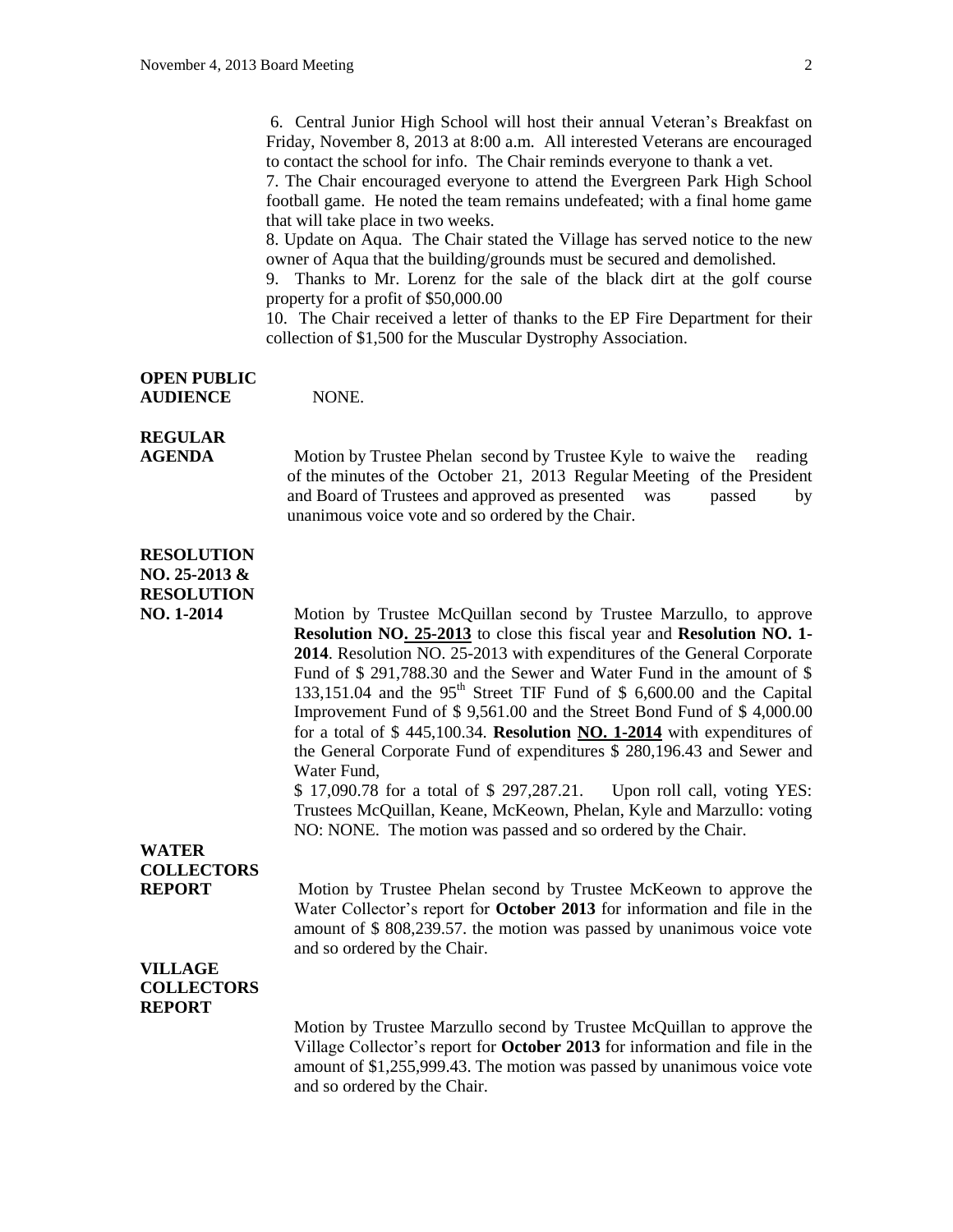6. Central Junior High School will host their annual Veteran's Breakfast on Friday, November 8, 2013 at 8:00 a.m. All interested Veterans are encouraged to contact the school for info. The Chair reminds everyone to thank a vet.

7. The Chair encouraged everyone to attend the Evergreen Park High School football game. He noted the team remains undefeated; with a final home game that will take place in two weeks.

8. Update on Aqua. The Chair stated the Village has served notice to the new owner of Aqua that the building/grounds must be secured and demolished.

9. Thanks to Mr. Lorenz for the sale of the black dirt at the golf course property for a profit of $50,000.00

10. The Chair received a letter of thanks to the EP Fire Department for their collection of $1,500 for the Muscular Dystrophy Association.

**OPEN PUBLIC AUDIENCE**

NONE.

**REGULAR AGENDA**

Motion by Trustee Phelan second by Trustee Kyle to waive the reading of the minutes of the October 21, 2013 Regular Meeting of the President and Board of Trustees and approved as presented was passed by unanimous voice vote and so ordered by the Chair.

**RESOLUTION NO. 25-2013 & RESOLUTION NO. 1-2014**

Motion by Trustee McQuillan second by Trustee Marzullo, to approve **Resolution NO. 25-2013** to close this fiscal year and **Resolution NO. 1-2014**. Resolution NO. 25-2013 with expenditures of the General Corporate Fund of $ 291,788.30 and the Sewer and Water Fund in the amount of $ 133,151.04 and the 95th Street TIF Fund of $ 6,600.00 and the Capital Improvement Fund of $ 9,561.00 and the Street Bond Fund of $ 4,000.00 for a total of $ 445,100.34. **Resolution NO. 1-2014** with expenditures of the General Corporate Fund of expenditures $ 280,196.43 and Sewer and Water Fund,
$ 17,090.78 for a total of $ 297,287.21. Upon roll call, voting YES: Trustees McQuillan, Keane, McKeown, Phelan, Kyle and Marzullo: voting NO: NONE. The motion was passed and so ordered by the Chair.

**WATER COLLECTORS REPORT**

Motion by Trustee Phelan second by Trustee McKeown to approve the Water Collector's report for **October 2013** for information and file in the amount of $ 808,239.57. the motion was passed by unanimous voice vote and so ordered by the Chair.

**VILLAGE COLLECTORS REPORT**

Motion by Trustee Marzullo second by Trustee McQuillan to approve the Village Collector's report for **October 2013** for information and file in the amount of $1,255,999.43. The motion was passed by unanimous voice vote and so ordered by the Chair.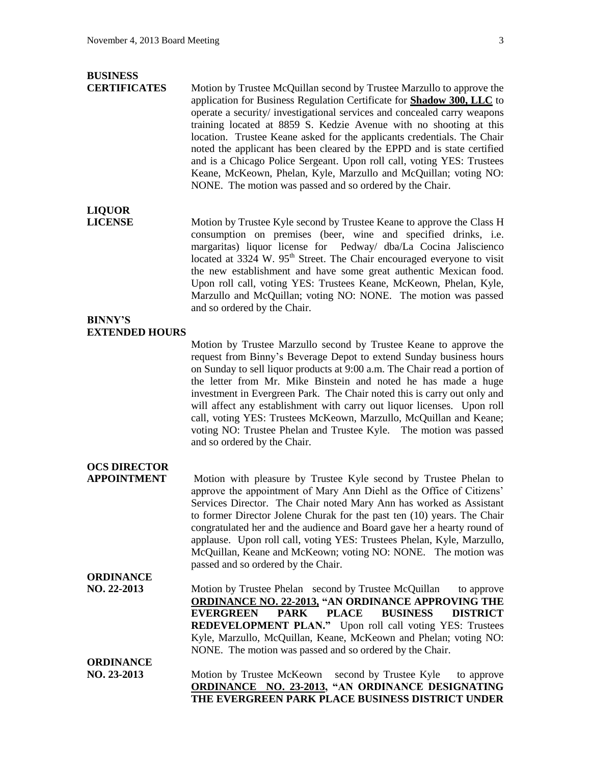**BUSINESS CERTIFICATES**

Motion by Trustee McQuillan second by Trustee Marzullo to approve the application for Business Regulation Certificate for **Shadow 300, LLC** to operate a security/ investigational services and concealed carry weapons training located at 8859 S. Kedzie Avenue with no shooting at this location. Trustee Keane asked for the applicants credentials. The Chair noted the applicant has been cleared by the EPPD and is state certified and is a Chicago Police Sergeant. Upon roll call, voting YES: Trustees Keane, McKeown, Phelan, Kyle, Marzullo and McQuillan; voting NO: NONE. The motion was passed and so ordered by the Chair.

**LIQUOR LICENSE**

Motion by Trustee Kyle second by Trustee Keane to approve the Class H consumption on premises (beer, wine and specified drinks, i.e. margaritas) liquor license for Pedway/ dba/La Cocina Jaliscienco located at 3324 W. 95th Street. The Chair encouraged everyone to visit the new establishment and have some great authentic Mexican food. Upon roll call, voting YES: Trustees Keane, McKeown, Phelan, Kyle, Marzullo and McQuillan; voting NO: NONE. The motion was passed and so ordered by the Chair.

**BINNY'S EXTENDED HOURS**

Motion by Trustee Marzullo second by Trustee Keane to approve the request from Binny's Beverage Depot to extend Sunday business hours on Sunday to sell liquor products at 9:00 a.m. The Chair read a portion of the letter from Mr. Mike Binstein and noted he has made a huge investment in Evergreen Park. The Chair noted this is carry out only and will affect any establishment with carry out liquor licenses. Upon roll call, voting YES: Trustees McKeown, Marzullo, McQuillan and Keane; voting NO: Trustee Phelan and Trustee Kyle. The motion was passed and so ordered by the Chair.

**OCS DIRECTOR APPOINTMENT**

Motion with pleasure by Trustee Kyle second by Trustee Phelan to approve the appointment of Mary Ann Diehl as the Office of Citizens' Services Director. The Chair noted Mary Ann has worked as Assistant to former Director Jolene Churak for the past ten (10) years. The Chair congratulated her and the audience and Board gave her a hearty round of applause. Upon roll call, voting YES: Trustees Phelan, Kyle, Marzullo, McQuillan, Keane and McKeown; voting NO: NONE. The motion was passed and so ordered by the Chair.

**ORDINANCE NO. 22-2013**

Motion by Trustee Phelan second by Trustee McQuillan to approve **ORDINANCE NO. 22-2013, "AN ORDINANCE APPROVING THE EVERGREEN PARK PLACE BUSINESS DISTRICT REDEVELOPMENT PLAN."** Upon roll call voting YES: Trustees Kyle, Marzullo, McQuillan, Keane, McKeown and Phelan; voting NO: NONE. The motion was passed and so ordered by the Chair.

**ORDINANCE NO. 23-2013**

Motion by Trustee McKeown second by Trustee Kyle to approve **ORDINANCE NO. 23-2013, "AN ORDINANCE DESIGNATING THE EVERGREEN PARK PLACE BUSINESS DISTRICT UNDER**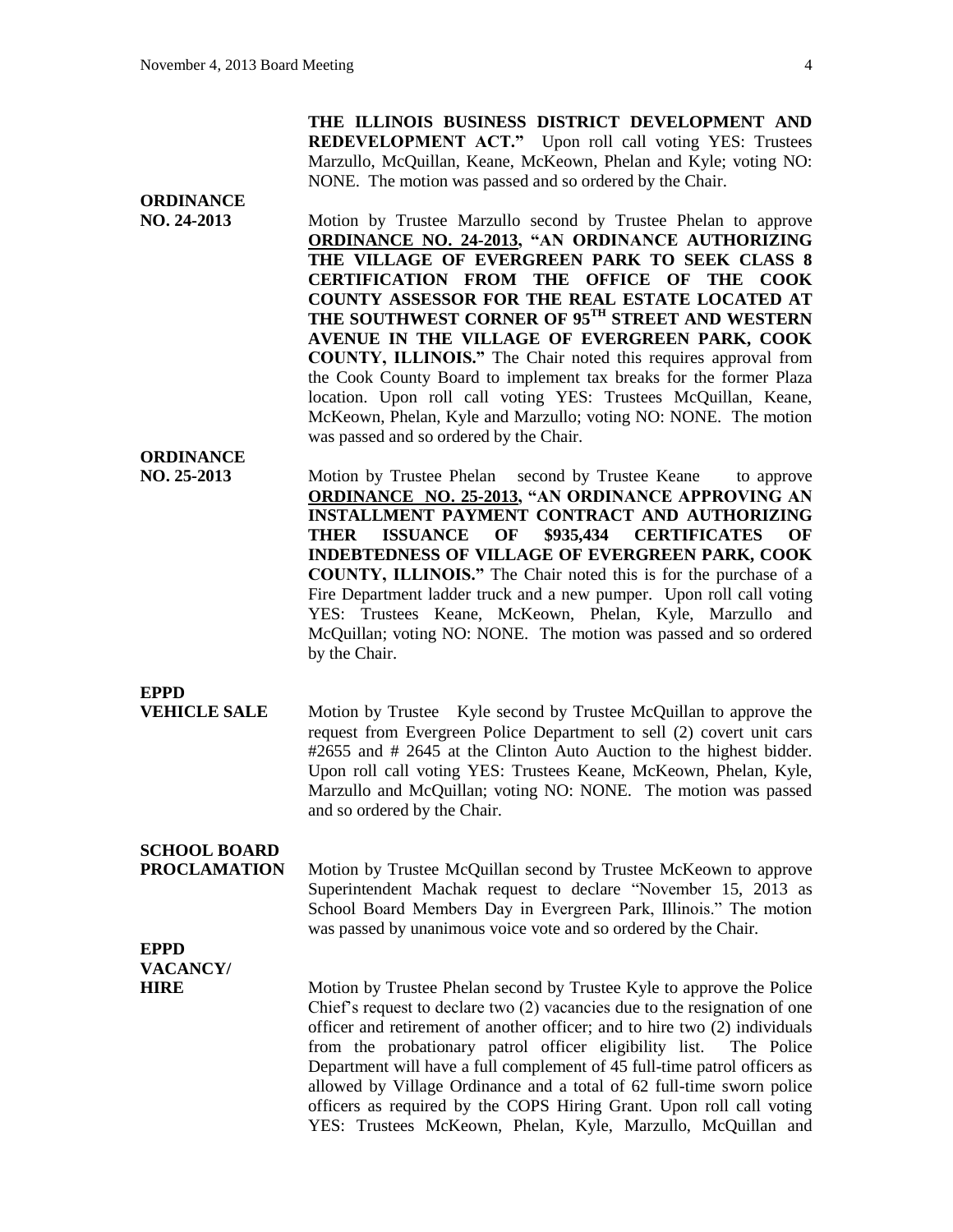**THE ILLINOIS BUSINESS DISTRICT DEVELOPMENT AND REDEVELOPMENT ACT."** Upon roll call voting YES: Trustees Marzullo, McQuillan, Keane, McKeown, Phelan and Kyle; voting NO: NONE. The motion was passed and so ordered by the Chair.

**ORDINANCE NO. 24-2013**

Motion by Trustee Marzullo second by Trustee Phelan to approve **ORDINANCE NO. 24-2013, "AN ORDINANCE AUTHORIZING THE VILLAGE OF EVERGREEN PARK TO SEEK CLASS 8 CERTIFICATION FROM THE OFFICE OF THE COOK COUNTY ASSESSOR FOR THE REAL ESTATE LOCATED AT THE SOUTHWEST CORNER OF 95TH STREET AND WESTERN AVENUE IN THE VILLAGE OF EVERGREEN PARK, COOK COUNTY, ILLINOIS."** The Chair noted this requires approval from the Cook County Board to implement tax breaks for the former Plaza location. Upon roll call voting YES: Trustees McQuillan, Keane, McKeown, Phelan, Kyle and Marzullo; voting NO: NONE. The motion was passed and so ordered by the Chair.

**ORDINANCE NO. 25-2013**

Motion by Trustee Phelan second by Trustee Keane to approve **ORDINANCE NO. 25-2013, "AN ORDINANCE APPROVING AN INSTALLMENT PAYMENT CONTRACT AND AUTHORIZING THER ISSUANCE OF \$935,434 CERTIFICATES OF INDEBTEDNESS OF VILLAGE OF EVERGREEN PARK, COOK COUNTY, ILLINOIS."** The Chair noted this is for the purchase of a Fire Department ladder truck and a new pumper. Upon roll call voting YES: Trustees Keane, McKeown, Phelan, Kyle, Marzullo and McQuillan; voting NO: NONE. The motion was passed and so ordered by the Chair.

**EPPD VEHICLE SALE**

Motion by Trustee Kyle second by Trustee McQuillan to approve the request from Evergreen Police Department to sell (2) covert unit cars #2655 and # 2645 at the Clinton Auto Auction to the highest bidder. Upon roll call voting YES: Trustees Keane, McKeown, Phelan, Kyle, Marzullo and McQuillan; voting NO: NONE. The motion was passed and so ordered by the Chair.

**SCHOOL BOARD PROCLAMATION**

Motion by Trustee McQuillan second by Trustee McKeown to approve Superintendent Machak request to declare "November 15, 2013 as School Board Members Day in Evergreen Park, Illinois." The motion was passed by unanimous voice vote and so ordered by the Chair.

**EPPD VACANCY/ HIRE**

Motion by Trustee Phelan second by Trustee Kyle to approve the Police Chief's request to declare two (2) vacancies due to the resignation of one officer and retirement of another officer; and to hire two (2) individuals from the probationary patrol officer eligibility list. The Police Department will have a full complement of 45 full-time patrol officers as allowed by Village Ordinance and a total of 62 full-time sworn police officers as required by the COPS Hiring Grant. Upon roll call voting YES: Trustees McKeown, Phelan, Kyle, Marzullo, McQuillan and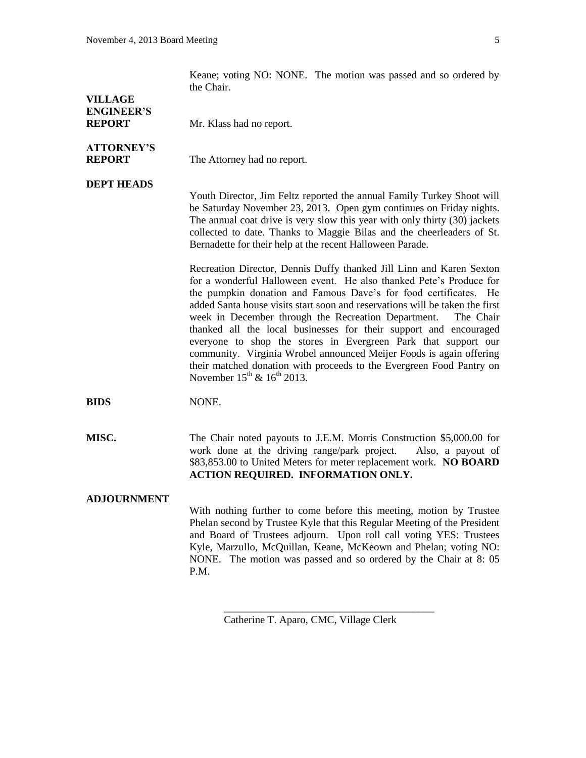Keane; voting NO: NONE. The motion was passed and so ordered by the Chair.

**VILLAGE ENGINEER'S REPORT**

Mr. Klass had no report.

**ATTORNEY'S REPORT**

The Attorney had no report.

**DEPT HEADS**

Youth Director, Jim Feltz reported the annual Family Turkey Shoot will be Saturday November 23, 2013. Open gym continues on Friday nights. The annual coat drive is very slow this year with only thirty (30) jackets collected to date. Thanks to Maggie Bilas and the cheerleaders of St. Bernadette for their help at the recent Halloween Parade.

Recreation Director, Dennis Duffy thanked Jill Linn and Karen Sexton for a wonderful Halloween event. He also thanked Pete's Produce for the pumpkin donation and Famous Dave's for food certificates. He added Santa house visits start soon and reservations will be taken the first week in December through the Recreation Department. The Chair thanked all the local businesses for their support and encouraged everyone to shop the stores in Evergreen Park that support our community. Virginia Wrobel announced Meijer Foods is again offering their matched donation with proceeds to the Evergreen Food Pantry on November 15th & 16th 2013.

**BIDS**

NONE.

**MISC.**

The Chair noted payouts to J.E.M. Morris Construction $5,000.00 for work done at the driving range/park project. Also, a payout of $83,853.00 to United Meters for meter replacement work. **NO BOARD ACTION REQUIRED. INFORMATION ONLY.**

**ADJOURNMENT**

With nothing further to come before this meeting, motion by Trustee Phelan second by Trustee Kyle that this Regular Meeting of the President and Board of Trustees adjourn. Upon roll call voting YES: Trustees Kyle, Marzullo, McQuillan, Keane, McKeown and Phelan; voting NO: NONE. The motion was passed and so ordered by the Chair at 8: 05 P.M.

\_\_\_\_\_\_\_\_\_\_\_\_\_\_\_\_\_\_\_\_\_\_\_\_\_\_\_\_\_\_\_\_\_\_\_\_\_\_\_\_\_\_

Catherine T. Aparo, CMC, Village Clerk